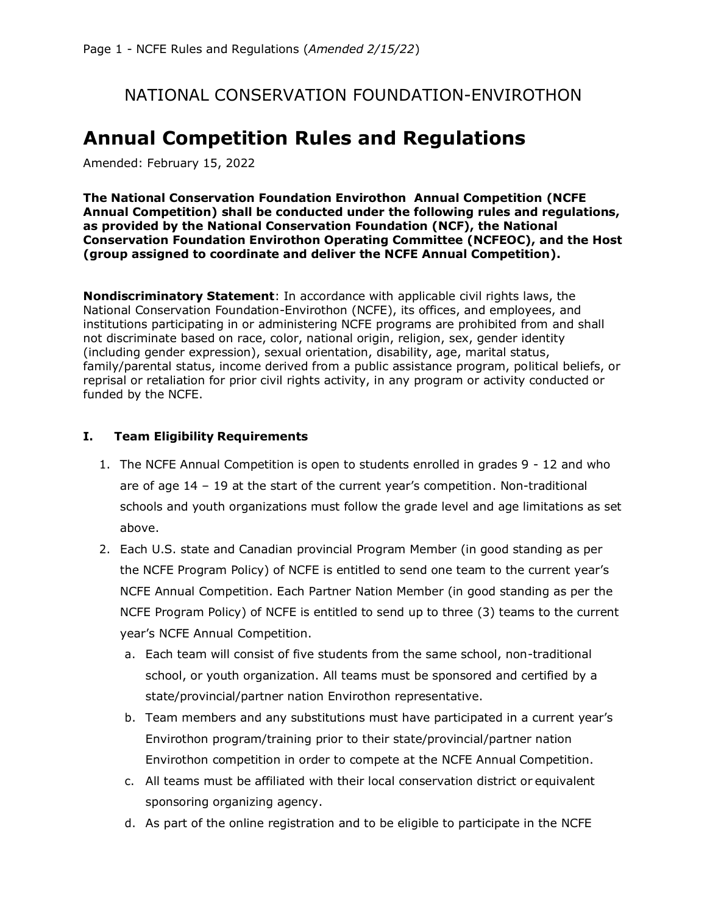NATIONAL CONSERVATION FOUNDATION-ENVIROTHON

# Annual Competition Rules and Regulations

Amended: February 15, 2022

**The National Conservation Foundation Envirothon Annual Competition (NCFE Annual Competition) shall be conducted under the following rules and regulations, as provided by the National Conservation Foundation (NCF), the National Conservation Foundation Envirothon Operating Committee (NCFEOC), and the Host (group assigned to coordinate and deliver the NCFE Annual Competition).**

**Nondiscriminatory Statement**: In accordance with applicable civil rights laws, the National Conservation Foundation-Envirothon (NCFE), its offices, and employees, and institutions participating in or administering NCFE programs are prohibited from and shall not discriminate based on race, color, national origin, religion, sex, gender identity (including gender expression), sexual orientation, disability, age, marital status, family/parental status, income derived from a public assistance program, political beliefs, or reprisal or retaliation for prior civil rights activity, in any program or activity conducted or funded by the NCFE.

## I. Team Eligibility Requirements

1. The NCFE Annual Competition is open to students enrolled in grades 9 - 12 and who are of age 14 – 19 at the start of the current year's competition. Non-traditional schools and youth organizations must follow the grade level and age limitations as set above.
2. Each U.S. state and Canadian provincial Program Member (in good standing as per the NCFE Program Policy) of NCFE is entitled to send one team to the current year's NCFE Annual Competition. Each Partner Nation Member (in good standing as per the NCFE Program Policy) of NCFE is entitled to send up to three (3) teams to the current year's NCFE Annual Competition.
   a. Each team will consist of five students from the same school, non-traditional school, or youth organization. All teams must be sponsored and certified by a state/provincial/partner nation Envirothon representative.
   b. Team members and any substitutions must have participated in a current year's Envirothon program/training prior to their state/provincial/partner nation Envirothon competition in order to compete at the NCFE Annual Competition.
   c. All teams must be affiliated with their local conservation district or equivalent sponsoring organizing agency.
   d. As part of the online registration and to be eligible to participate in the NCFE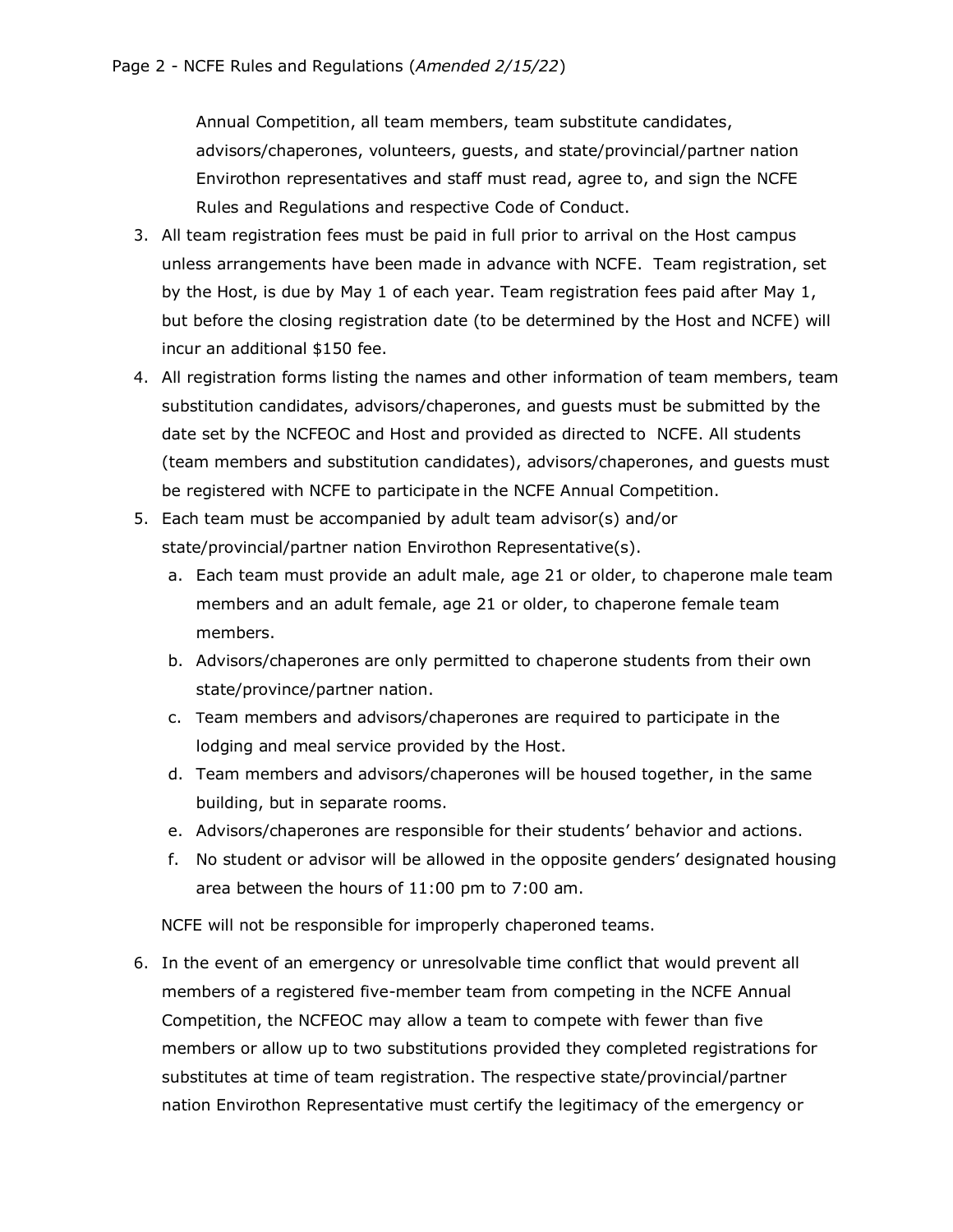Annual Competition, all team members, team substitute candidates, advisors/chaperones, volunteers, guests, and state/provincial/partner nation Envirothon representatives and staff must read, agree to, and sign the NCFE Rules and Regulations and respective Code of Conduct.

3. All team registration fees must be paid in full prior to arrival on the Host campus unless arrangements have been made in advance with NCFE. Team registration, set by the Host, is due by May 1 of each year. Team registration fees paid after May 1, but before the closing registration date (to be determined by the Host and NCFE) will incur an additional $150 fee.
4. All registration forms listing the names and other information of team members, team substitution candidates, advisors/chaperones, and guests must be submitted by the date set by the NCFEOC and Host and provided as directed to NCFE. All students (team members and substitution candidates), advisors/chaperones, and guests must be registered with NCFE to participate in the NCFE Annual Competition.
5. Each team must be accompanied by adult team advisor(s) and/or state/provincial/partner nation Envirothon Representative(s).
   a. Each team must provide an adult male, age 21 or older, to chaperone male team members and an adult female, age 21 or older, to chaperone female team members.
   b. Advisors/chaperones are only permitted to chaperone students from their own state/province/partner nation.
   c. Team members and advisors/chaperones are required to participate in the lodging and meal service provided by the Host.
   d. Team members and advisors/chaperones will be housed together, in the same building, but in separate rooms.
   e. Advisors/chaperones are responsible for their students' behavior and actions.
   f. No student or advisor will be allowed in the opposite genders' designated housing area between the hours of 11:00 pm to 7:00 am.

   NCFE will not be responsible for improperly chaperoned teams.

6. In the event of an emergency or unresolvable time conflict that would prevent all members of a registered five-member team from competing in the NCFE Annual Competition, the NCFEOC may allow a team to compete with fewer than five members or allow up to two substitutions provided they completed registrations for substitutes at time of team registration. The respective state/provincial/partner nation Envirothon Representative must certify the legitimacy of the emergency or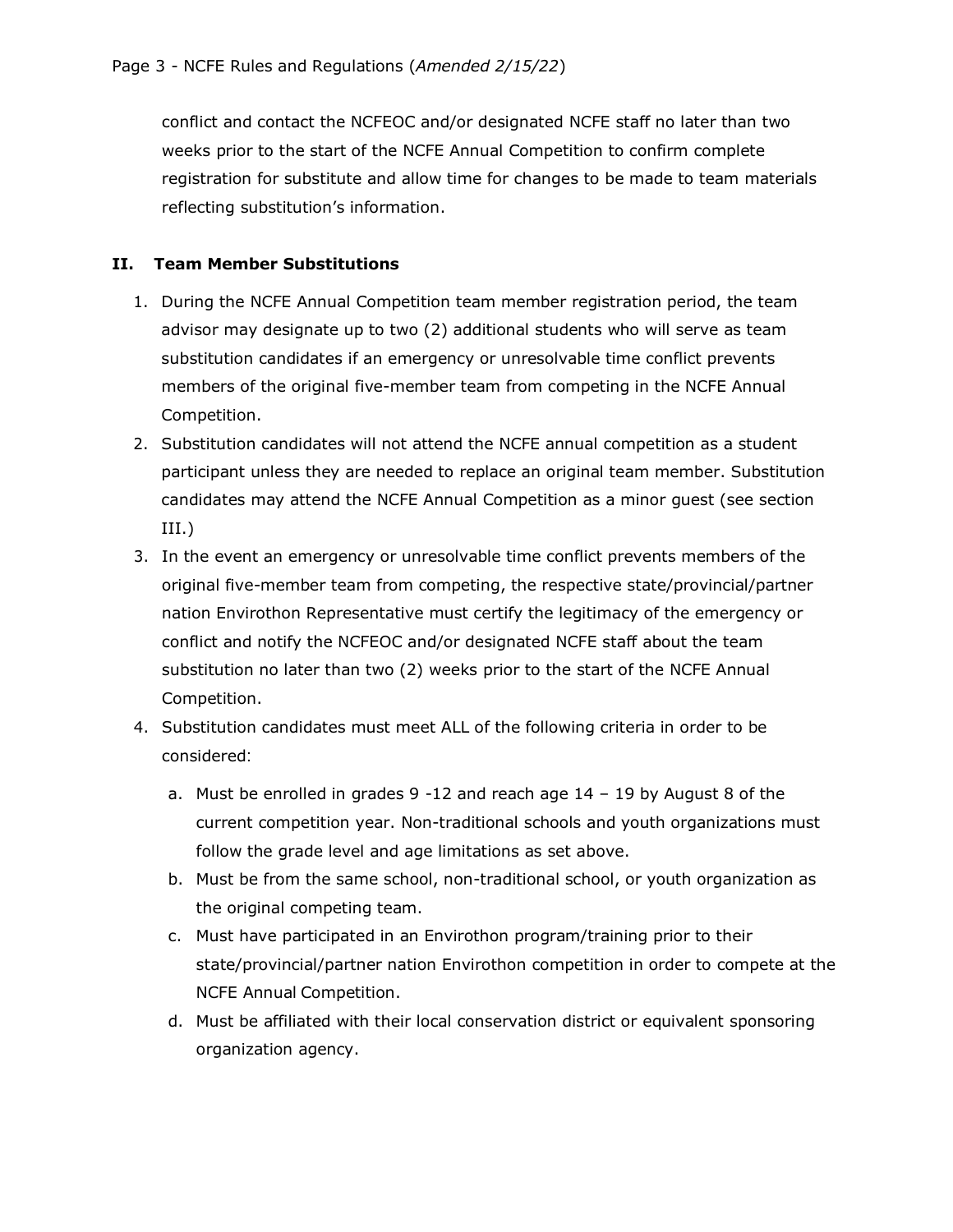conflict and contact the NCFEOC and/or designated NCFE staff no later than two weeks prior to the start of the NCFE Annual Competition to confirm complete registration for substitute and allow time for changes to be made to team materials reflecting substitution's information.

## II. Team Member Substitutions

1. During the NCFE Annual Competition team member registration period, the team advisor may designate up to two (2) additional students who will serve as team substitution candidates if an emergency or unresolvable time conflict prevents members of the original five-member team from competing in the NCFE Annual Competition.
2. Substitution candidates will not attend the NCFE annual competition as a student participant unless they are needed to replace an original team member. Substitution candidates may attend the NCFE Annual Competition as a minor guest (see section III.)
3. In the event an emergency or unresolvable time conflict prevents members of the original five-member team from competing, the respective state/provincial/partner nation Envirothon Representative must certify the legitimacy of the emergency or conflict and notify the NCFEOC and/or designated NCFE staff about the team substitution no later than two (2) weeks prior to the start of the NCFE Annual Competition.
4. Substitution candidates must meet ALL of the following criteria in order to be considered:
   a. Must be enrolled in grades 9 -12 and reach age 14 – 19 by August 8 of the current competition year. Non-traditional schools and youth organizations must follow the grade level and age limitations as set above.
   b. Must be from the same school, non-traditional school, or youth organization as the original competing team.
   c. Must have participated in an Envirothon program/training prior to their state/provincial/partner nation Envirothon competition in order to compete at the NCFE Annual Competition.
   d. Must be affiliated with their local conservation district or equivalent sponsoring organization agency.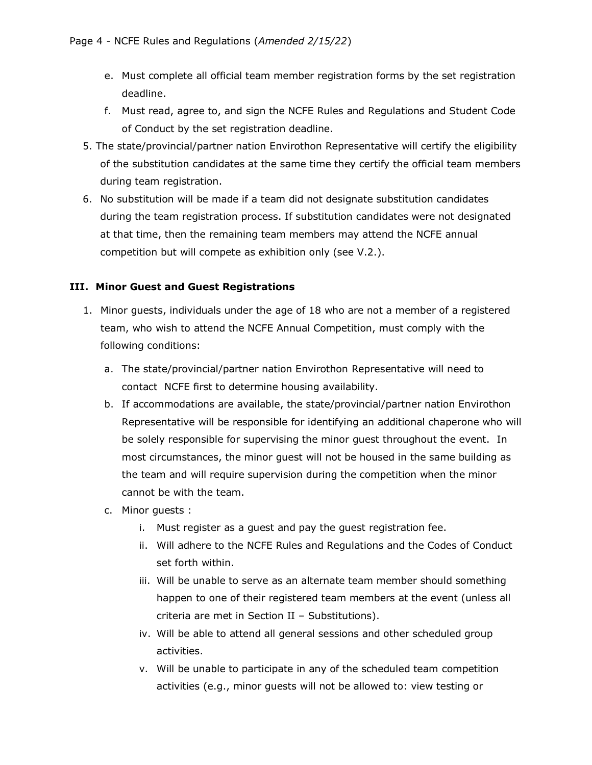e. Must complete all official team member registration forms by the set registration deadline.
f. Must read, agree to, and sign the NCFE Rules and Regulations and Student Code of Conduct by the set registration deadline.

5. The state/provincial/partner nation Envirothon Representative will certify the eligibility of the substitution candidates at the same time they certify the official team members during team registration.
6. No substitution will be made if a team did not designate substitution candidates during the team registration process. If substitution candidates were not designated at that time, then the remaining team members may attend the NCFE annual competition but will compete as exhibition only (see V.2.).

## III. Minor Guest and Guest Registrations

1. Minor guests, individuals under the age of 18 who are not a member of a registered team, who wish to attend the NCFE Annual Competition, must comply with the following conditions:
   a. The state/provincial/partner nation Envirothon Representative will need to contact NCFE first to determine housing availability.
   b. If accommodations are available, the state/provincial/partner nation Envirothon Representative will be responsible for identifying an additional chaperone who will be solely responsible for supervising the minor guest throughout the event. In most circumstances, the minor guest will not be housed in the same building as the team and will require supervision during the competition when the minor cannot be with the team.
   c. Minor guests :
      i. Must register as a guest and pay the guest registration fee.
      ii. Will adhere to the NCFE Rules and Regulations and the Codes of Conduct set forth within.
      iii. Will be unable to serve as an alternate team member should something happen to one of their registered team members at the event (unless all criteria are met in Section II – Substitutions).
      iv. Will be able to attend all general sessions and other scheduled group activities.
      v. Will be unable to participate in any of the scheduled team competition activities (e.g., minor guests will not be allowed to: view testing or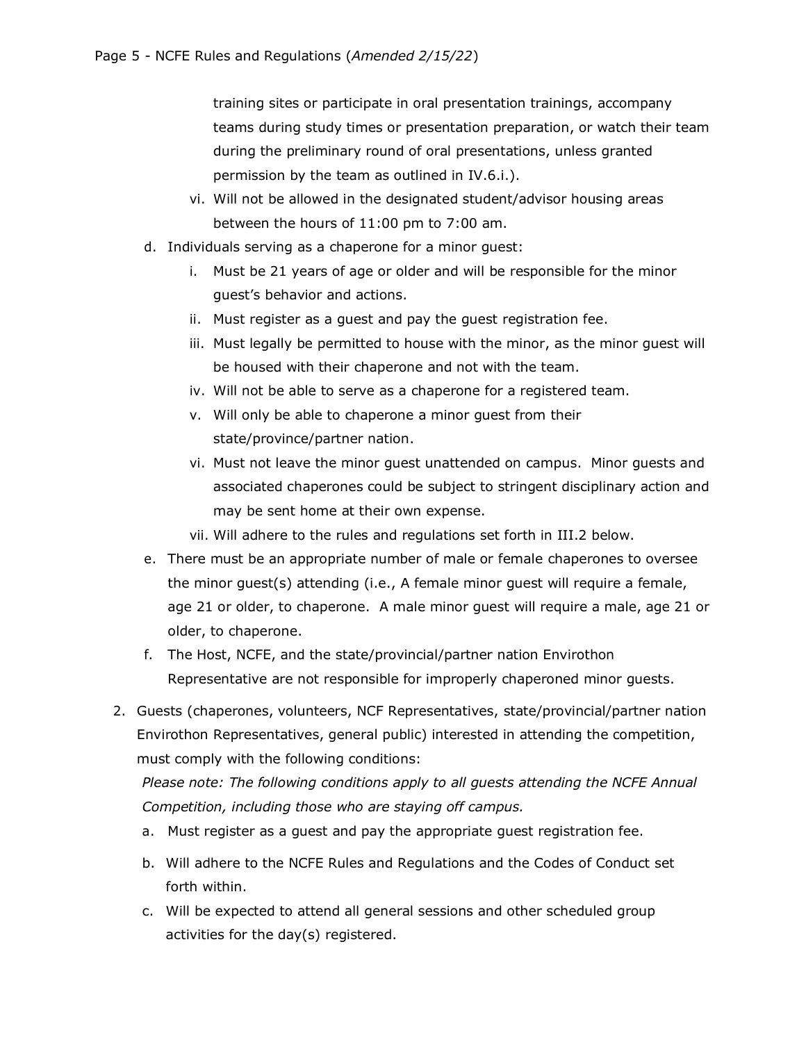training sites or participate in oral presentation trainings, accompany teams during study times or presentation preparation, or watch their team during the preliminary round of oral presentations, unless granted permission by the team as outlined in IV.6.i.).

      vi. Will not be allowed in the designated student/advisor housing areas between the hours of 11:00 pm to 7:00 am.

   d. Individuals serving as a chaperone for a minor guest:
      i. Must be 21 years of age or older and will be responsible for the minor guest's behavior and actions.
      ii. Must register as a guest and pay the guest registration fee.
      iii. Must legally be permitted to house with the minor, as the minor guest will be housed with their chaperone and not with the team.
      iv. Will not be able to serve as a chaperone for a registered team.
      v. Will only be able to chaperone a minor guest from their state/province/partner nation.
      vi. Must not leave the minor guest unattended on campus. Minor guests and associated chaperones could be subject to stringent disciplinary action and may be sent home at their own expense.
      vii. Will adhere to the rules and regulations set forth in III.2 below.
   e. There must be an appropriate number of male or female chaperones to oversee the minor guest(s) attending (i.e., A female minor guest will require a female, age 21 or older, to chaperone. A male minor guest will require a male, age 21 or older, to chaperone.
   f. The Host, NCFE, and the state/provincial/partner nation Envirothon Representative are not responsible for improperly chaperoned minor guests.

2. Guests (chaperones, volunteers, NCF Representatives, state/provincial/partner nation Envirothon Representatives, general public) interested in attending the competition, must comply with the following conditions:
   *Please note: The following conditions apply to all guests attending the NCFE Annual Competition, including those who are staying off campus.*
   a. Must register as a guest and pay the appropriate guest registration fee.
   b. Will adhere to the NCFE Rules and Regulations and the Codes of Conduct set forth within.
   c. Will be expected to attend all general sessions and other scheduled group activities for the day(s) registered.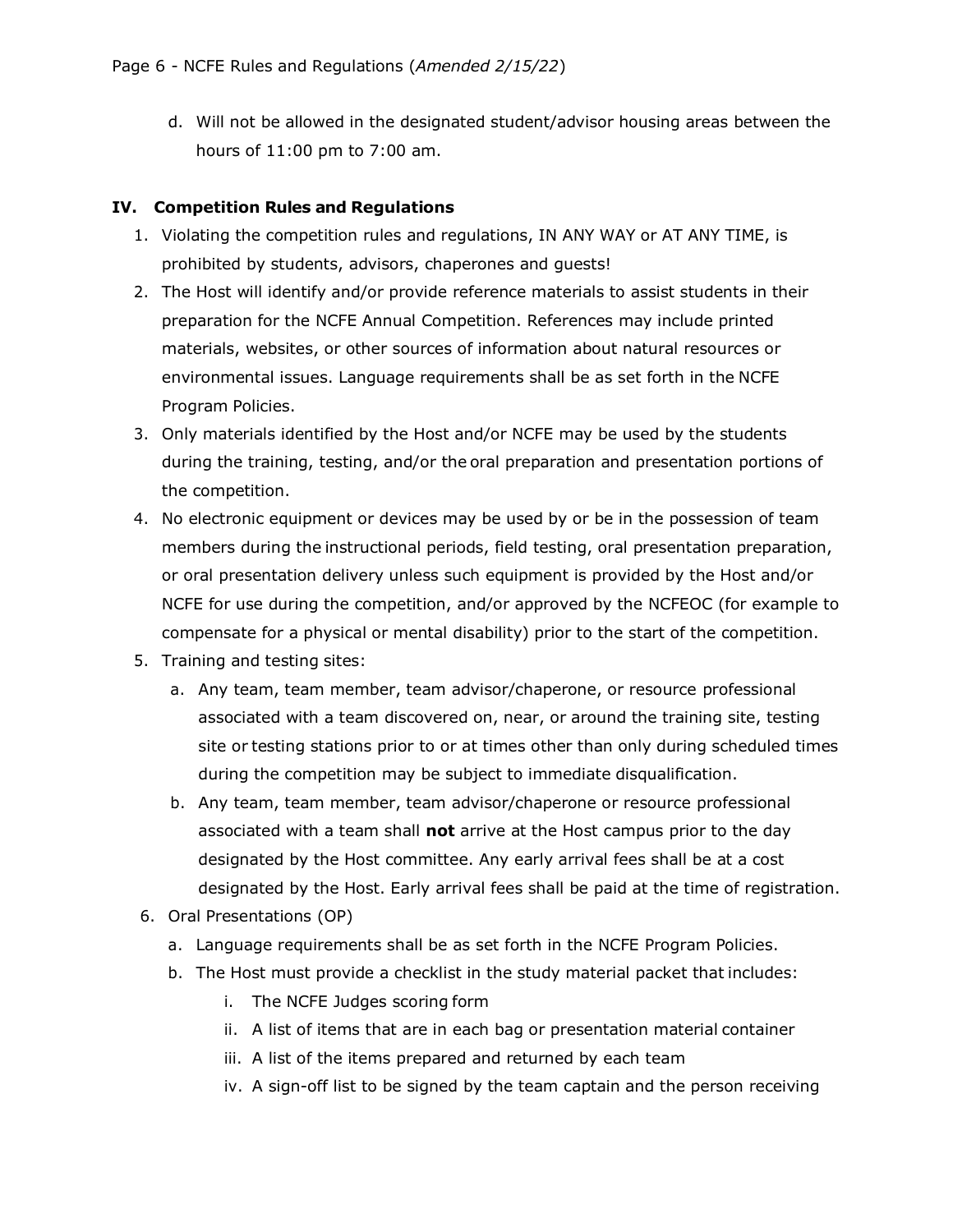d. Will not be allowed in the designated student/advisor housing areas between the hours of 11:00 pm to 7:00 am.

## IV. Competition Rules and Regulations

1. Violating the competition rules and regulations, IN ANY WAY or AT ANY TIME, is prohibited by students, advisors, chaperones and guests!
2. The Host will identify and/or provide reference materials to assist students in their preparation for the NCFE Annual Competition. References may include printed materials, websites, or other sources of information about natural resources or environmental issues. Language requirements shall be as set forth in the NCFE Program Policies.
3. Only materials identified by the Host and/or NCFE may be used by the students during the training, testing, and/or the oral preparation and presentation portions of the competition.
4. No electronic equipment or devices may be used by or be in the possession of team members during the instructional periods, field testing, oral presentation preparation, or oral presentation delivery unless such equipment is provided by the Host and/or NCFE for use during the competition, and/or approved by the NCFEOC (for example to compensate for a physical or mental disability) prior to the start of the competition.
5. Training and testing sites:
   a. Any team, team member, team advisor/chaperone, or resource professional associated with a team discovered on, near, or around the training site, testing site or testing stations prior to or at times other than only during scheduled times during the competition may be subject to immediate disqualification.
   b. Any team, team member, team advisor/chaperone or resource professional associated with a team shall **not** arrive at the Host campus prior to the day designated by the Host committee. Any early arrival fees shall be at a cost designated by the Host. Early arrival fees shall be paid at the time of registration.
6. Oral Presentations (OP)
   a. Language requirements shall be as set forth in the NCFE Program Policies.
   b. The Host must provide a checklist in the study material packet that includes:
      i. The NCFE Judges scoring form
      ii. A list of items that are in each bag or presentation material container
      iii. A list of the items prepared and returned by each team
      iv. A sign-off list to be signed by the team captain and the person receiving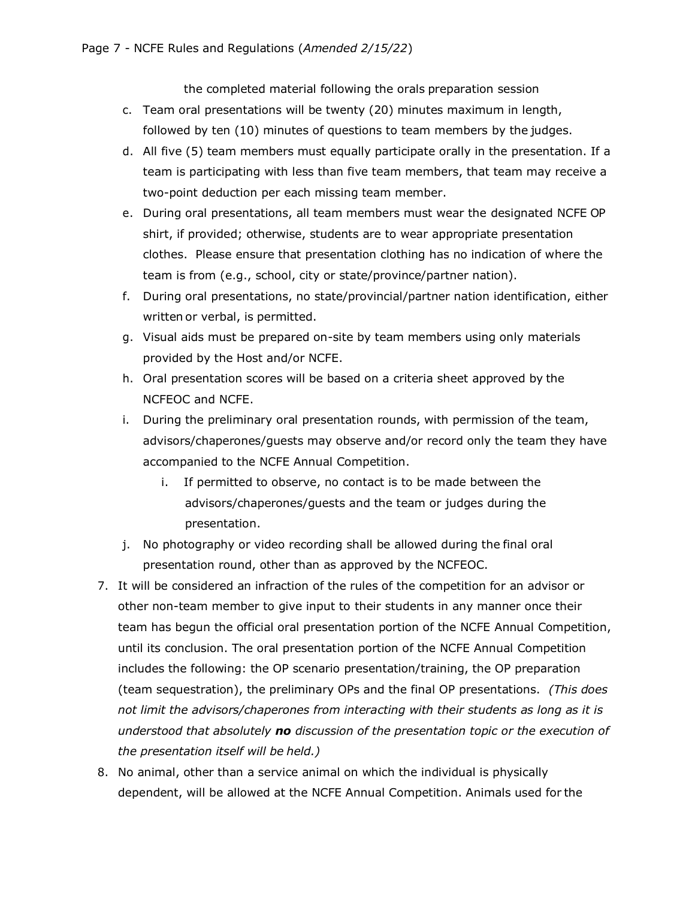the completed material following the orals preparation session

c. Team oral presentations will be twenty (20) minutes maximum in length, followed by ten (10) minutes of questions to team members by the judges.
d. All five (5) team members must equally participate orally in the presentation. If a team is participating with less than five team members, that team may receive a two-point deduction per each missing team member.
e. During oral presentations, all team members must wear the designated NCFE OP shirt, if provided; otherwise, students are to wear appropriate presentation clothes. Please ensure that presentation clothing has no indication of where the team is from (e.g., school, city or state/province/partner nation).
f. During oral presentations, no state/provincial/partner nation identification, either written or verbal, is permitted.
g. Visual aids must be prepared on-site by team members using only materials provided by the Host and/or NCFE.
h. Oral presentation scores will be based on a criteria sheet approved by the NCFEOC and NCFE.
i. During the preliminary oral presentation rounds, with permission of the team, advisors/chaperones/guests may observe and/or record only the team they have accompanied to the NCFE Annual Competition.
   i. If permitted to observe, no contact is to be made between the advisors/chaperones/guests and the team or judges during the presentation.
j. No photography or video recording shall be allowed during the final oral presentation round, other than as approved by the NCFEOC.

7. It will be considered an infraction of the rules of the competition for an advisor or other non-team member to give input to their students in any manner once their team has begun the official oral presentation portion of the NCFE Annual Competition, until its conclusion. The oral presentation portion of the NCFE Annual Competition includes the following: the OP scenario presentation/training, the OP preparation (team sequestration), the preliminary OPs and the final OP presentations. *(This does not limit the advisors/chaperones from interacting with their students as long as it is understood that absolutely **no** discussion of the presentation topic or the execution of the presentation itself will be held.)*
8. No animal, other than a service animal on which the individual is physically dependent, will be allowed at the NCFE Annual Competition. Animals used for the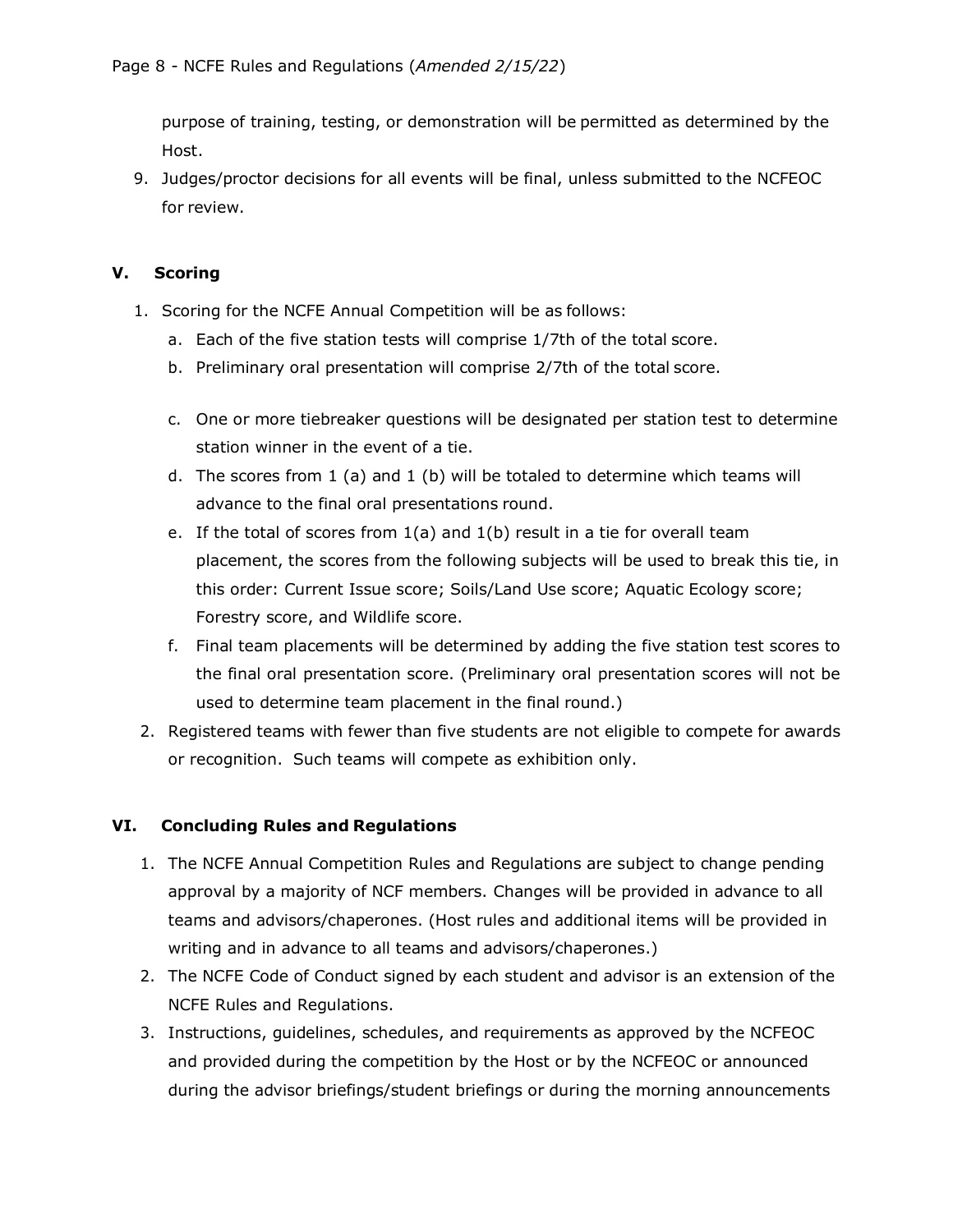purpose of training, testing, or demonstration will be permitted as determined by the Host.

9. Judges/proctor decisions for all events will be final, unless submitted to the NCFEOC for review.

## V. Scoring

1. Scoring for the NCFE Annual Competition will be as follows:
   a. Each of the five station tests will comprise 1/7th of the total score.
   b. Preliminary oral presentation will comprise 2/7th of the total score.
   c. One or more tiebreaker questions will be designated per station test to determine station winner in the event of a tie.
   d. The scores from 1 (a) and 1 (b) will be totaled to determine which teams will advance to the final oral presentations round.
   e. If the total of scores from 1(a) and 1(b) result in a tie for overall team placement, the scores from the following subjects will be used to break this tie, in this order: Current Issue score; Soils/Land Use score; Aquatic Ecology score; Forestry score, and Wildlife score.
   f. Final team placements will be determined by adding the five station test scores to the final oral presentation score. (Preliminary oral presentation scores will not be used to determine team placement in the final round.)
2. Registered teams with fewer than five students are not eligible to compete for awards or recognition. Such teams will compete as exhibition only.

## VI. Concluding Rules and Regulations

1. The NCFE Annual Competition Rules and Regulations are subject to change pending approval by a majority of NCF members. Changes will be provided in advance to all teams and advisors/chaperones. (Host rules and additional items will be provided in writing and in advance to all teams and advisors/chaperones.)
2. The NCFE Code of Conduct signed by each student and advisor is an extension of the NCFE Rules and Regulations.
3. Instructions, guidelines, schedules, and requirements as approved by the NCFEOC and provided during the competition by the Host or by the NCFEOC or announced during the advisor briefings/student briefings or during the morning announcements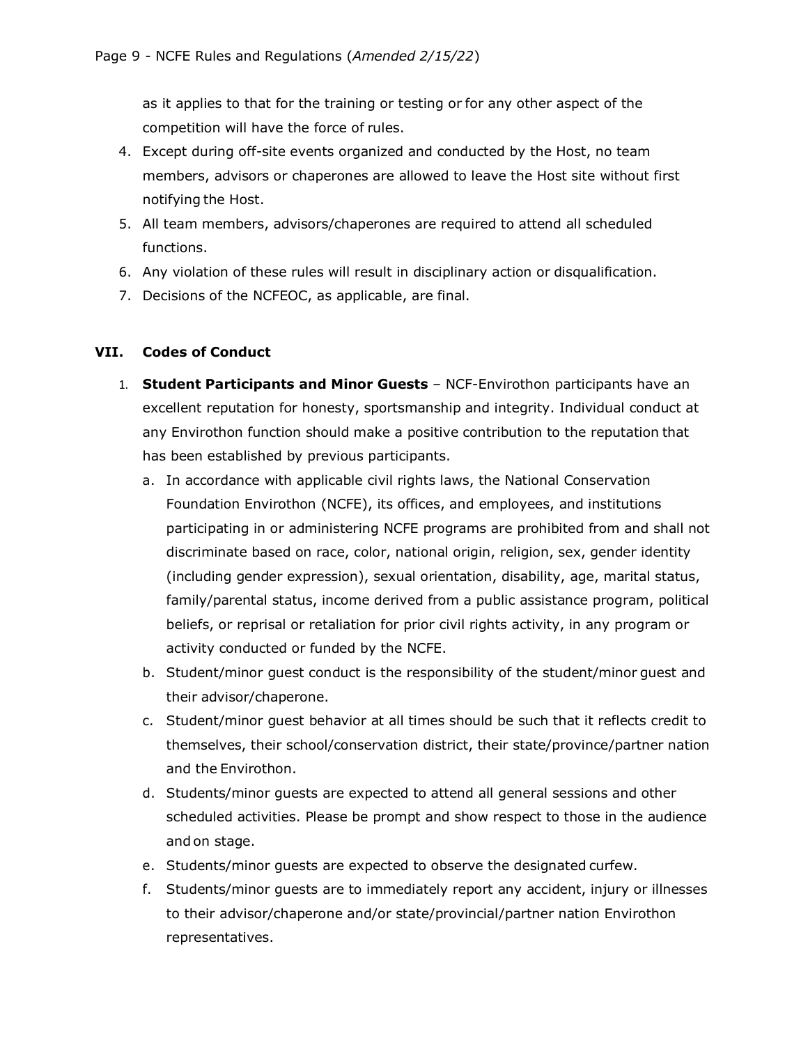as it applies to that for the training or testing or for any other aspect of the competition will have the force of rules.

4. Except during off-site events organized and conducted by the Host, no team members, advisors or chaperones are allowed to leave the Host site without first notifying the Host.
5. All team members, advisors/chaperones are required to attend all scheduled functions.
6. Any violation of these rules will result in disciplinary action or disqualification.
7. Decisions of the NCFEOC, as applicable, are final.

## VII. Codes of Conduct

1. **Student Participants and Minor Guests** – NCF-Envirothon participants have an excellent reputation for honesty, sportsmanship and integrity. Individual conduct at any Envirothon function should make a positive contribution to the reputation that has been established by previous participants.
   a. In accordance with applicable civil rights laws, the National Conservation Foundation Envirothon (NCFE), its offices, and employees, and institutions participating in or administering NCFE programs are prohibited from and shall not discriminate based on race, color, national origin, religion, sex, gender identity (including gender expression), sexual orientation, disability, age, marital status, family/parental status, income derived from a public assistance program, political beliefs, or reprisal or retaliation for prior civil rights activity, in any program or activity conducted or funded by the NCFE.
   b. Student/minor guest conduct is the responsibility of the student/minor guest and their advisor/chaperone.
   c. Student/minor guest behavior at all times should be such that it reflects credit to themselves, their school/conservation district, their state/province/partner nation and the Envirothon.
   d. Students/minor guests are expected to attend all general sessions and other scheduled activities. Please be prompt and show respect to those in the audience and on stage.
   e. Students/minor guests are expected to observe the designated curfew.
   f. Students/minor guests are to immediately report any accident, injury or illnesses to their advisor/chaperone and/or state/provincial/partner nation Envirothon representatives.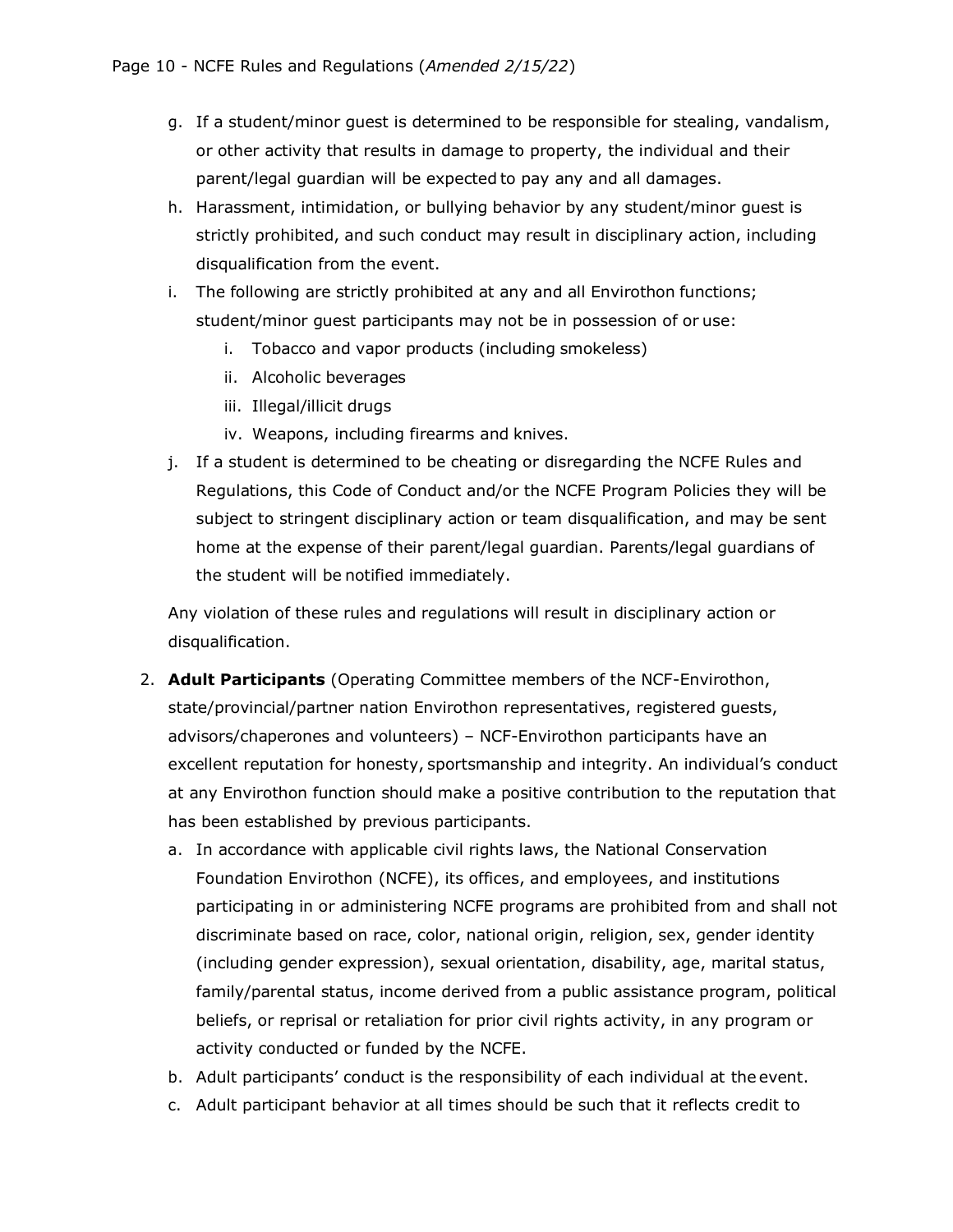g. If a student/minor guest is determined to be responsible for stealing, vandalism, or other activity that results in damage to property, the individual and their parent/legal guardian will be expected to pay any and all damages.

h. Harassment, intimidation, or bullying behavior by any student/minor guest is strictly prohibited, and such conduct may result in disciplinary action, including disqualification from the event.

i. The following are strictly prohibited at any and all Envirothon functions; student/minor guest participants may not be in possession of or use:

    i. Tobacco and vapor products (including smokeless)

    ii. Alcoholic beverages

    iii. Illegal/illicit drugs

    iv. Weapons, including firearms and knives.

j. If a student is determined to be cheating or disregarding the NCFE Rules and Regulations, this Code of Conduct and/or the NCFE Program Policies they will be subject to stringent disciplinary action or team disqualification, and may be sent home at the expense of their parent/legal guardian. Parents/legal guardians of the student will be notified immediately.

Any violation of these rules and regulations will result in disciplinary action or disqualification.

2. **Adult Participants** (Operating Committee members of the NCF-Envirothon, state/provincial/partner nation Envirothon representatives, registered guests, advisors/chaperones and volunteers) – NCF-Envirothon participants have an excellent reputation for honesty, sportsmanship and integrity. An individual's conduct at any Envirothon function should make a positive contribution to the reputation that has been established by previous participants.

    a. In accordance with applicable civil rights laws, the National Conservation Foundation Envirothon (NCFE), its offices, and employees, and institutions participating in or administering NCFE programs are prohibited from and shall not discriminate based on race, color, national origin, religion, sex, gender identity (including gender expression), sexual orientation, disability, age, marital status, family/parental status, income derived from a public assistance program, political beliefs, or reprisal or retaliation for prior civil rights activity, in any program or activity conducted or funded by the NCFE.

    b. Adult participants' conduct is the responsibility of each individual at the event.

    c. Adult participant behavior at all times should be such that it reflects credit to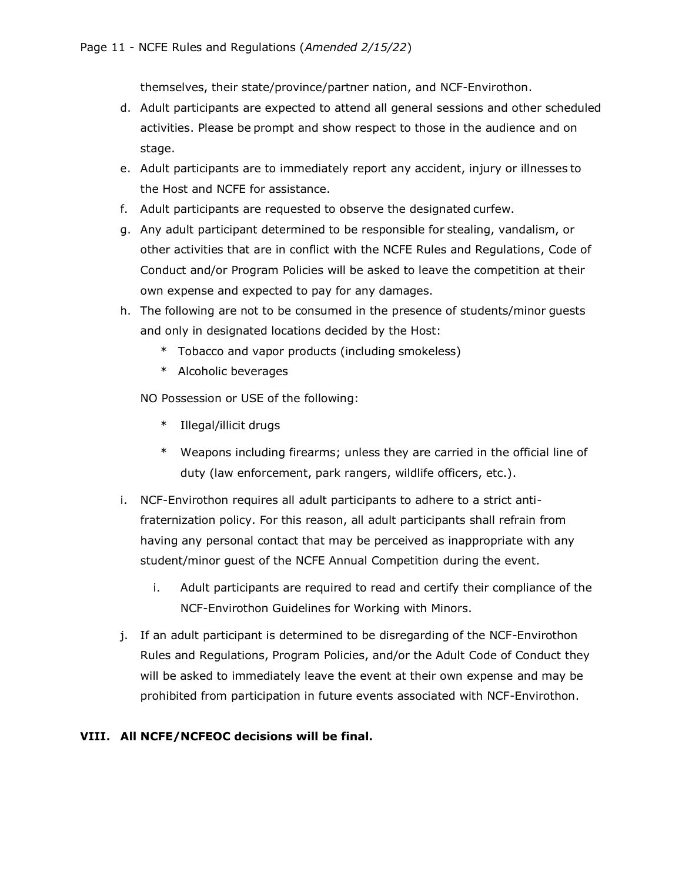themselves, their state/province/partner nation, and NCF-Envirothon.

d. Adult participants are expected to attend all general sessions and other scheduled activities. Please be prompt and show respect to those in the audience and on stage.
e. Adult participants are to immediately report any accident, injury or illnesses to the Host and NCFE for assistance.
f. Adult participants are requested to observe the designated curfew.
g. Any adult participant determined to be responsible for stealing, vandalism, or other activities that are in conflict with the NCFE Rules and Regulations, Code of Conduct and/or Program Policies will be asked to leave the competition at their own expense and expected to pay for any damages.
h. The following are not to be consumed in the presence of students/minor guests and only in designated locations decided by the Host:
   * Tobacco and vapor products (including smokeless)
   * Alcoholic beverages

   NO Possession or USE of the following:

   * Illegal/illicit drugs
   * Weapons including firearms; unless they are carried in the official line of duty (law enforcement, park rangers, wildlife officers, etc.).
i. NCF-Envirothon requires all adult participants to adhere to a strict anti-fraternization policy. For this reason, all adult participants shall refrain from having any personal contact that may be perceived as inappropriate with any student/minor guest of the NCFE Annual Competition during the event.
   i. Adult participants are required to read and certify their compliance of the NCF-Envirothon Guidelines for Working with Minors.
j. If an adult participant is determined to be disregarding of the NCF-Envirothon Rules and Regulations, Program Policies, and/or the Adult Code of Conduct they will be asked to immediately leave the event at their own expense and may be prohibited from participation in future events associated with NCF-Envirothon.

**VIII. All NCFE/NCFEOC decisions will be final.**